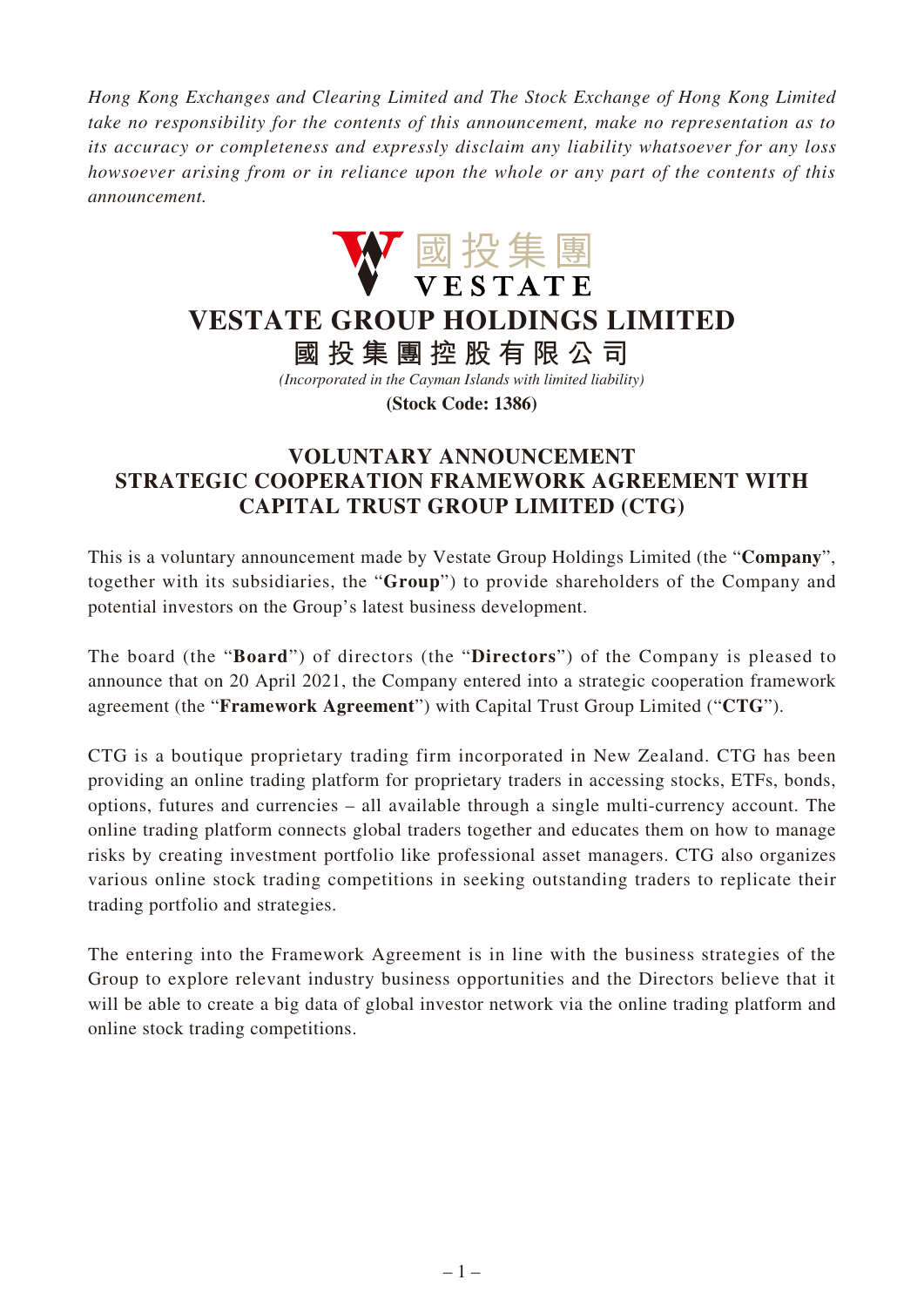*Hong Kong Exchanges and Clearing Limited and The Stock Exchange of Hong Kong Limited take no responsibility for the contents of this announcement, make no representation as to its accuracy or completeness and expressly disclaim any liability whatsoever for any loss howsoever arising from or in reliance upon the whole or any part of the contents of this announcement.*

國投集團
VESTATE

# VESTATE GROUP HOLDINGS LIMITED

# 國投集團控股有限公司

*(Incorporated in the Cayman Islands with limited liability)*

**(Stock Code: 1386)**

## VOLUNTARY ANNOUNCEMENT
## STRATEGIC COOPERATION FRAMEWORK AGREEMENT WITH CAPITAL TRUST GROUP LIMITED (CTG)

This is a voluntary announcement made by Vestate Group Holdings Limited (the "**Company**", together with its subsidiaries, the "**Group**") to provide shareholders of the Company and potential investors on the Group's latest business development.

The board (the "**Board**") of directors (the "**Directors**") of the Company is pleased to announce that on 20 April 2021, the Company entered into a strategic cooperation framework agreement (the "**Framework Agreement**") with Capital Trust Group Limited ("**CTG**").

CTG is a boutique proprietary trading firm incorporated in New Zealand. CTG has been providing an online trading platform for proprietary traders in accessing stocks, ETFs, bonds, options, futures and currencies – all available through a single multi-currency account. The online trading platform connects global traders together and educates them on how to manage risks by creating investment portfolio like professional asset managers. CTG also organizes various online stock trading competitions in seeking outstanding traders to replicate their trading portfolio and strategies.

The entering into the Framework Agreement is in line with the business strategies of the Group to explore relevant industry business opportunities and the Directors believe that it will be able to create a big data of global investor network via the online trading platform and online stock trading competitions.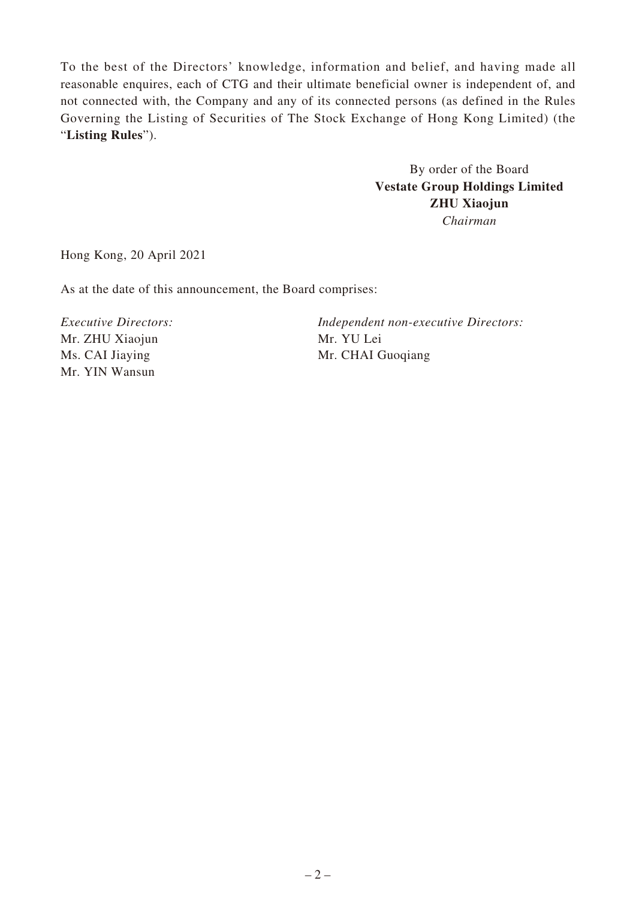To the best of the Directors' knowledge, information and belief, and having made all reasonable enquires, each of CTG and their ultimate beneficial owner is independent of, and not connected with, the Company and any of its connected persons (as defined in the Rules Governing the Listing of Securities of The Stock Exchange of Hong Kong Limited) (the "**Listing Rules**").

By order of the Board
**Vestate Group Holdings Limited**
**ZHU Xiaojun**
*Chairman*

Hong Kong, 20 April 2021

As at the date of this announcement, the Board comprises:

*Executive Directors:*
Mr. ZHU Xiaojun
Ms. CAI Jiaying
Mr. YIN Wansun

*Independent non-executive Directors:*
Mr. YU Lei
Mr. CHAI Guoqiang